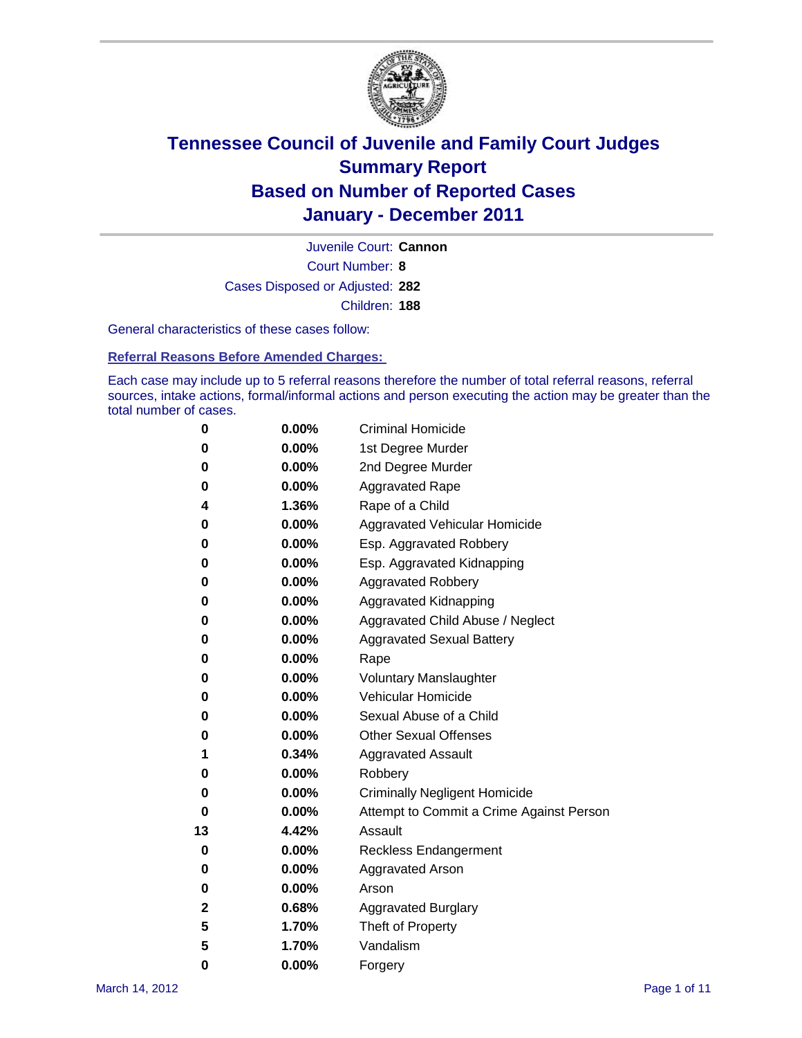# Tennessee Council of Juvenile and Family Court Judges
# Summary Report
# Based on Number of Reported Cases
# January - December 2011

Juvenile Court: **Cannon**

Court Number: **8**

Cases Disposed or Adjusted: **282**

Children: **188**

General characteristics of these cases follow:

## Referral Reasons Before Amended Charges:

Each case may include up to 5 referral reasons therefore the number of total referral reasons, referral sources, intake actions, formal/informal actions and person executing the action may be greater than the total number of cases.

| Count | Percent | Referral Reason |
|---|---|---|
| 0 | 0.00% | Criminal Homicide |
| 0 | 0.00% | 1st Degree Murder |
| 0 | 0.00% | 2nd Degree Murder |
| 0 | 0.00% | Aggravated Rape |
| 4 | 1.36% | Rape of a Child |
| 0 | 0.00% | Aggravated Vehicular Homicide |
| 0 | 0.00% | Esp. Aggravated Robbery |
| 0 | 0.00% | Esp. Aggravated Kidnapping |
| 0 | 0.00% | Aggravated Robbery |
| 0 | 0.00% | Aggravated Kidnapping |
| 0 | 0.00% | Aggravated Child Abuse / Neglect |
| 0 | 0.00% | Aggravated Sexual Battery |
| 0 | 0.00% | Rape |
| 0 | 0.00% | Voluntary Manslaughter |
| 0 | 0.00% | Vehicular Homicide |
| 0 | 0.00% | Sexual Abuse of a Child |
| 0 | 0.00% | Other Sexual Offenses |
| 1 | 0.34% | Aggravated Assault |
| 0 | 0.00% | Robbery |
| 0 | 0.00% | Criminally Negligent Homicide |
| 0 | 0.00% | Attempt to Commit a Crime Against Person |
| 13 | 4.42% | Assault |
| 0 | 0.00% | Reckless Endangerment |
| 0 | 0.00% | Aggravated Arson |
| 0 | 0.00% | Arson |
| 2 | 0.68% | Aggravated Burglary |
| 5 | 1.70% | Theft of Property |
| 5 | 1.70% | Vandalism |
| 0 | 0.00% | Forgery |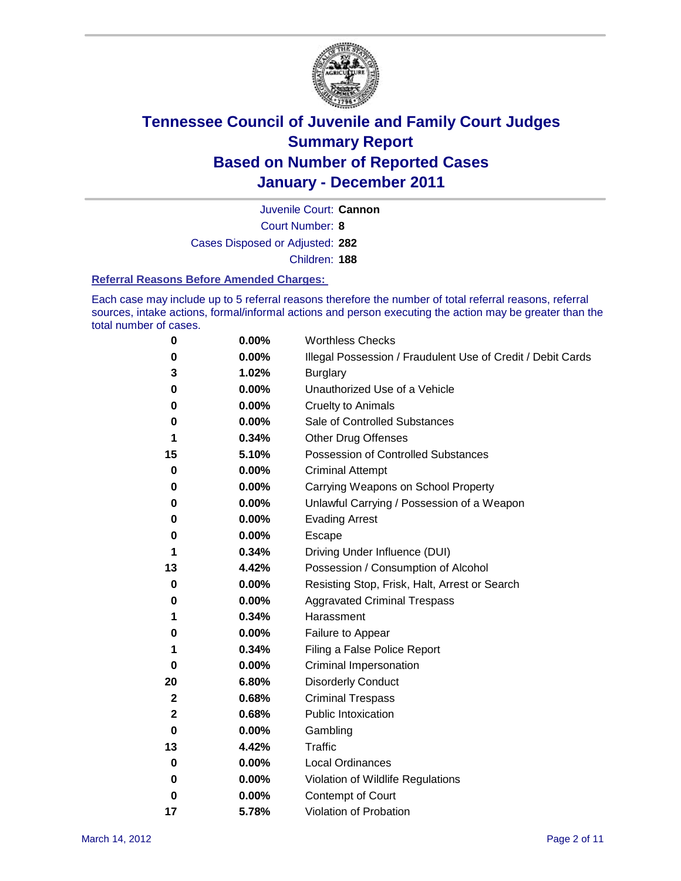# Tennessee Council of Juvenile and Family Court Judges
## Summary Report
## Based on Number of Reported Cases
## January - December 2011

Juvenile Court: **Cannon**

Court Number: **8**

Cases Disposed or Adjusted: **282**

Children: **188**

### Referral Reasons Before Amended Charges:

Each case may include up to 5 referral reasons therefore the number of total referral reasons, referral sources, intake actions, formal/informal actions and person executing the action may be greater than the total number of cases.

| Count | Percent | Referral Reason |
|---|---|---|
| 0 | 0.00% | Worthless Checks |
| 0 | 0.00% | Illegal Possession / Fraudulent Use of Credit / Debit Cards |
| 3 | 1.02% | Burglary |
| 0 | 0.00% | Unauthorized Use of a Vehicle |
| 0 | 0.00% | Cruelty to Animals |
| 0 | 0.00% | Sale of Controlled Substances |
| 1 | 0.34% | Other Drug Offenses |
| 15 | 5.10% | Possession of Controlled Substances |
| 0 | 0.00% | Criminal Attempt |
| 0 | 0.00% | Carrying Weapons on School Property |
| 0 | 0.00% | Unlawful Carrying / Possession of a Weapon |
| 0 | 0.00% | Evading Arrest |
| 0 | 0.00% | Escape |
| 1 | 0.34% | Driving Under Influence (DUI) |
| 13 | 4.42% | Possession / Consumption of Alcohol |
| 0 | 0.00% | Resisting Stop, Frisk, Halt, Arrest or Search |
| 0 | 0.00% | Aggravated Criminal Trespass |
| 1 | 0.34% | Harassment |
| 0 | 0.00% | Failure to Appear |
| 1 | 0.34% | Filing a False Police Report |
| 0 | 0.00% | Criminal Impersonation |
| 20 | 6.80% | Disorderly Conduct |
| 2 | 0.68% | Criminal Trespass |
| 2 | 0.68% | Public Intoxication |
| 0 | 0.00% | Gambling |
| 13 | 4.42% | Traffic |
| 0 | 0.00% | Local Ordinances |
| 0 | 0.00% | Violation of Wildlife Regulations |
| 0 | 0.00% | Contempt of Court |
| 17 | 5.78% | Violation of Probation |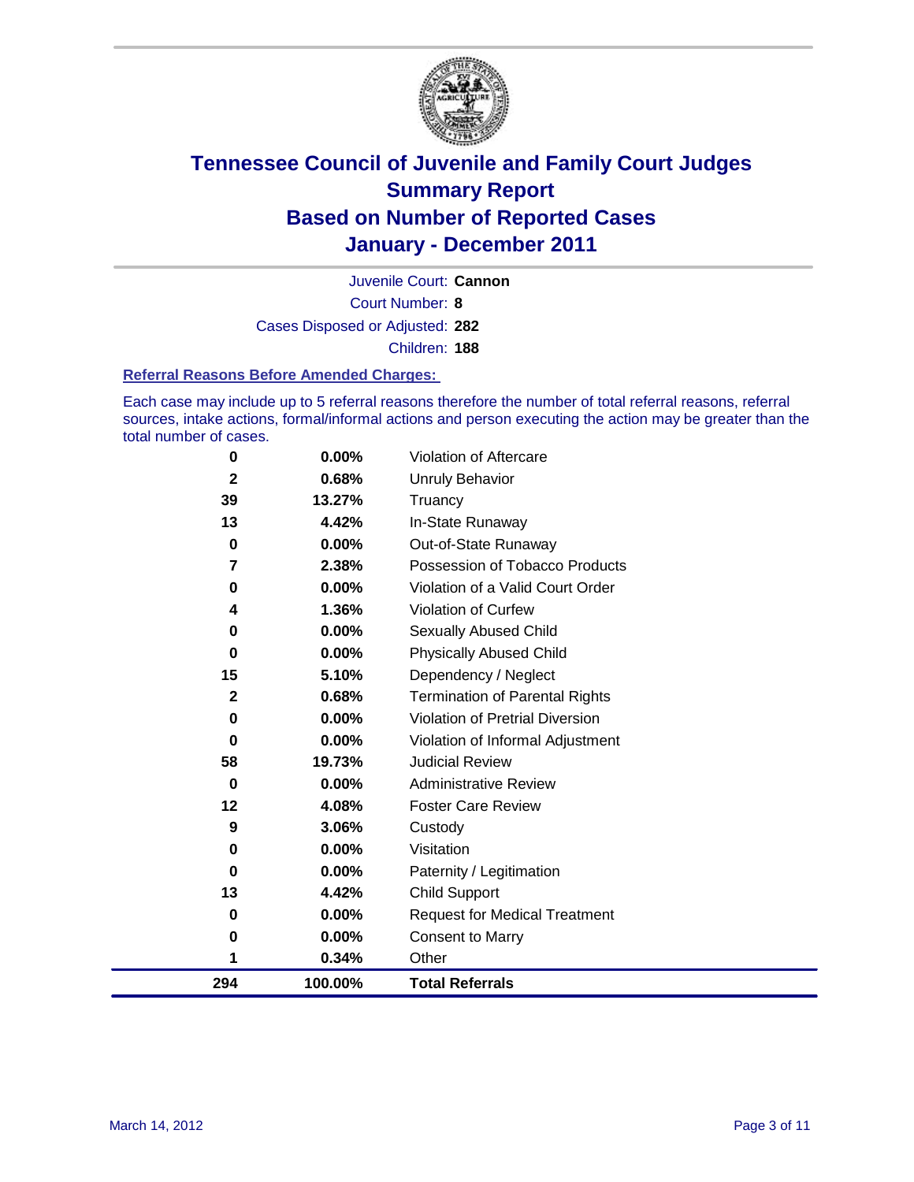# Tennessee Council of Juvenile and Family Court Judges
## Summary Report
## Based on Number of Reported Cases
## January - December 2011

Juvenile Court: **Cannon**

Court Number: **8**

Cases Disposed or Adjusted: **282**

Children: **188**

### Referral Reasons Before Amended Charges:

Each case may include up to 5 referral reasons therefore the number of total referral reasons, referral sources, intake actions, formal/informal actions and person executing the action may be greater than the total number of cases.

| | | |
|---|---|---|
| 0 | 0.00% | Violation of Aftercare |
| 2 | 0.68% | Unruly Behavior |
| 39 | 13.27% | Truancy |
| 13 | 4.42% | In-State Runaway |
| 0 | 0.00% | Out-of-State Runaway |
| 7 | 2.38% | Possession of Tobacco Products |
| 0 | 0.00% | Violation of a Valid Court Order |
| 4 | 1.36% | Violation of Curfew |
| 0 | 0.00% | Sexually Abused Child |
| 0 | 0.00% | Physically Abused Child |
| 15 | 5.10% | Dependency / Neglect |
| 2 | 0.68% | Termination of Parental Rights |
| 0 | 0.00% | Violation of Pretrial Diversion |
| 0 | 0.00% | Violation of Informal Adjustment |
| 58 | 19.73% | Judicial Review |
| 0 | 0.00% | Administrative Review |
| 12 | 4.08% | Foster Care Review |
| 9 | 3.06% | Custody |
| 0 | 0.00% | Visitation |
| 0 | 0.00% | Paternity / Legitimation |
| 13 | 4.42% | Child Support |
| 0 | 0.00% | Request for Medical Treatment |
| 0 | 0.00% | Consent to Marry |
| 1 | 0.34% | Other |
| **294** | **100.00%** | **Total Referrals** |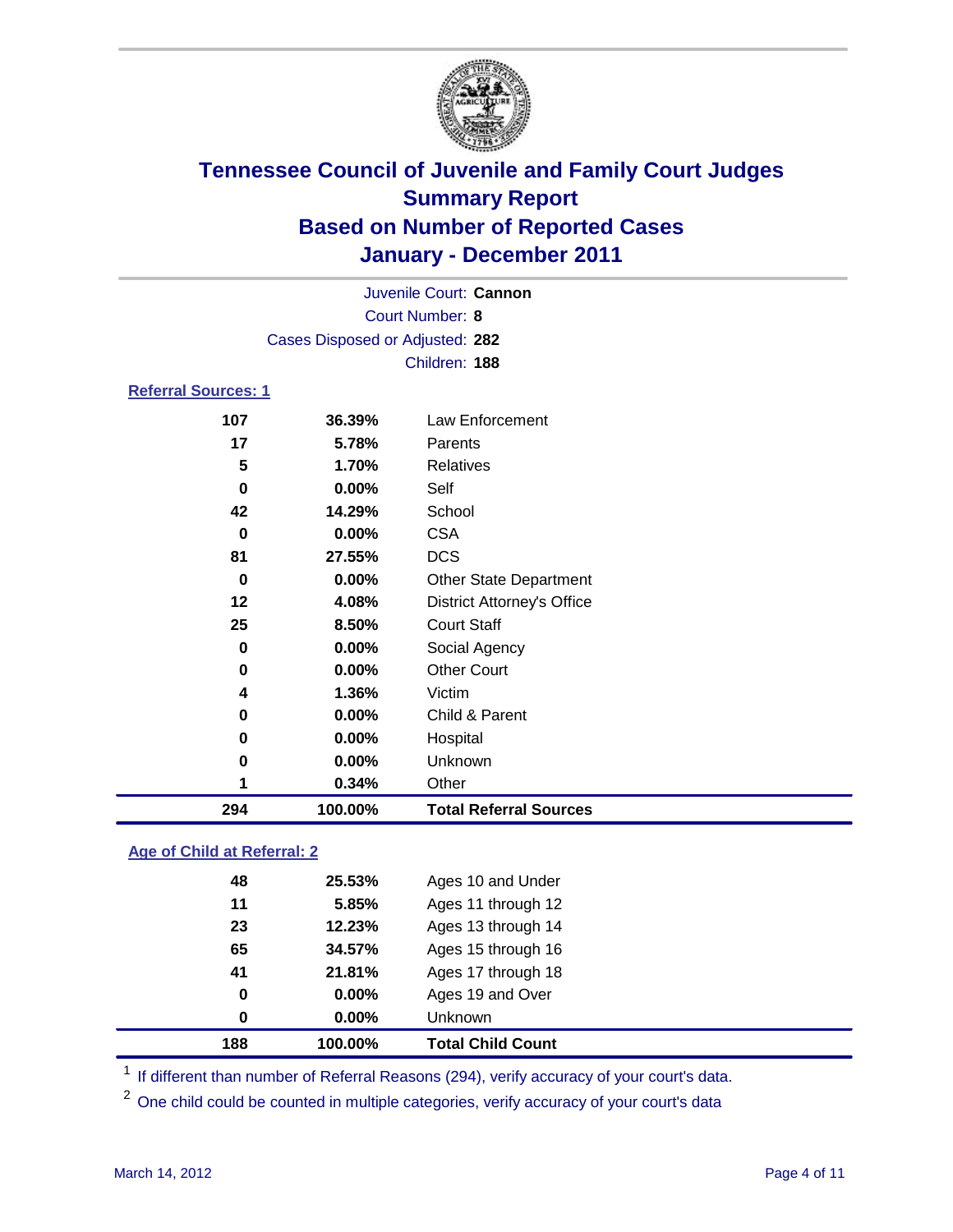# Tennessee Council of Juvenile and Family Court Judges
## Summary Report
## Based on Number of Reported Cases
## January - December 2011

Juvenile Court: **Cannon**
Court Number: **8**
Cases Disposed or Adjusted: **282**
Children: **188**

### Referral Sources: 1

| | | |
|---|---|---|
| 107 | 36.39% | Law Enforcement |
| 17 | 5.78% | Parents |
| 5 | 1.70% | Relatives |
| 0 | 0.00% | Self |
| 42 | 14.29% | School |
| 0 | 0.00% | CSA |
| 81 | 27.55% | DCS |
| 0 | 0.00% | Other State Department |
| 12 | 4.08% | District Attorney's Office |
| 25 | 8.50% | Court Staff |
| 0 | 0.00% | Social Agency |
| 0 | 0.00% | Other Court |
| 4 | 1.36% | Victim |
| 0 | 0.00% | Child & Parent |
| 0 | 0.00% | Hospital |
| 0 | 0.00% | Unknown |
| 1 | 0.34% | Other |
| **294** | **100.00%** | **Total Referral Sources** |

### Age of Child at Referral: 2

| | | |
|---|---|---|
| 48 | 25.53% | Ages 10 and Under |
| 11 | 5.85% | Ages 11 through 12 |
| 23 | 12.23% | Ages 13 through 14 |
| 65 | 34.57% | Ages 15 through 16 |
| 41 | 21.81% | Ages 17 through 18 |
| 0 | 0.00% | Ages 19 and Over |
| 0 | 0.00% | Unknown |
| **188** | **100.00%** | **Total Child Count** |

[1] If different than number of Referral Reasons (294), verify accuracy of your court's data.

[2] One child could be counted in multiple categories, verify accuracy of your court's data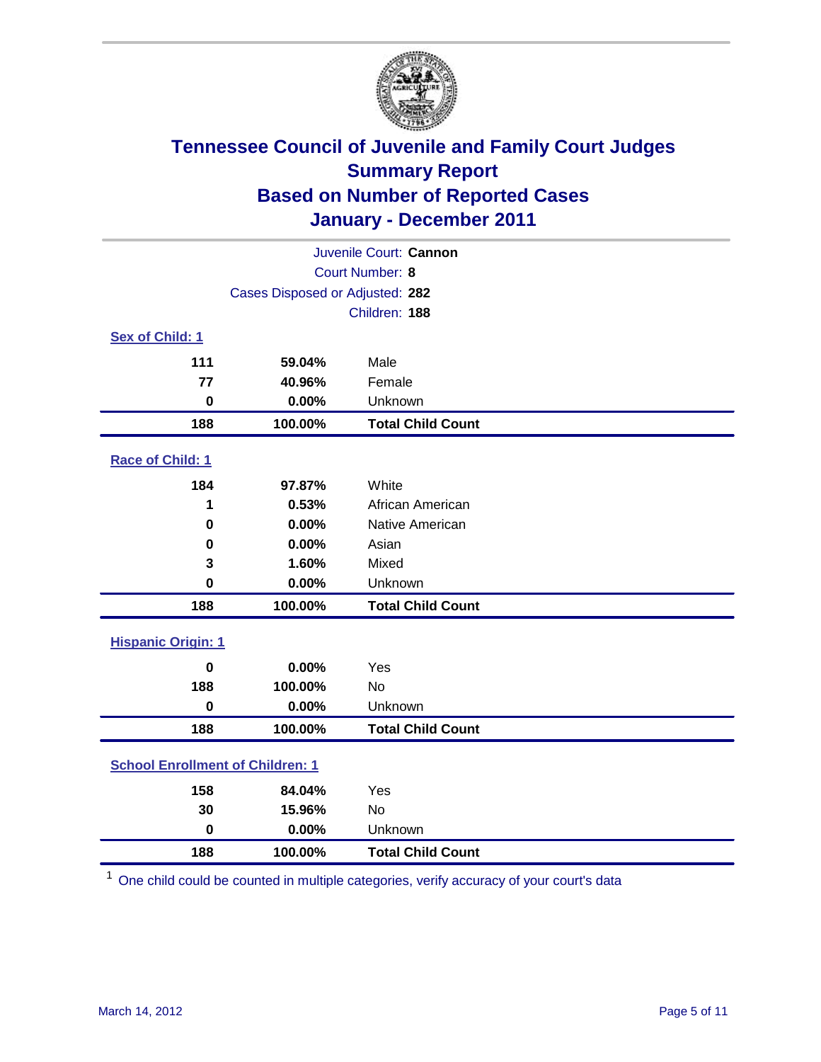# Tennessee Council of Juvenile and Family Court Judges
## Summary Report
## Based on Number of Reported Cases
## January - December 2011

Juvenile Court: **Cannon**
Court Number: **8**
Cases Disposed or Adjusted: **282**
Children: **188**

### Sex of Child: 1

| Count | Percent | Category |
|---|---|---|
| 111 | 59.04% | Male |
| 77 | 40.96% | Female |
| 0 | 0.00% | Unknown |
| **188** | **100.00%** | **Total Child Count** |

### Race of Child: 1

| Count | Percent | Category |
|---|---|---|
| 184 | 97.87% | White |
| 1 | 0.53% | African American |
| 0 | 0.00% | Native American |
| 0 | 0.00% | Asian |
| 3 | 1.60% | Mixed |
| 0 | 0.00% | Unknown |
| **188** | **100.00%** | **Total Child Count** |

### Hispanic Origin: 1

| Count | Percent | Category |
|---|---|---|
| 0 | 0.00% | Yes |
| 188 | 100.00% | No |
| 0 | 0.00% | Unknown |
| **188** | **100.00%** | **Total Child Count** |

### School Enrollment of Children: 1

| Count | Percent | Category |
|---|---|---|
| 158 | 84.04% | Yes |
| 30 | 15.96% | No |
| 0 | 0.00% | Unknown |
| **188** | **100.00%** | **Total Child Count** |

[1] One child could be counted in multiple categories, verify accuracy of your court's data

March 14, 2012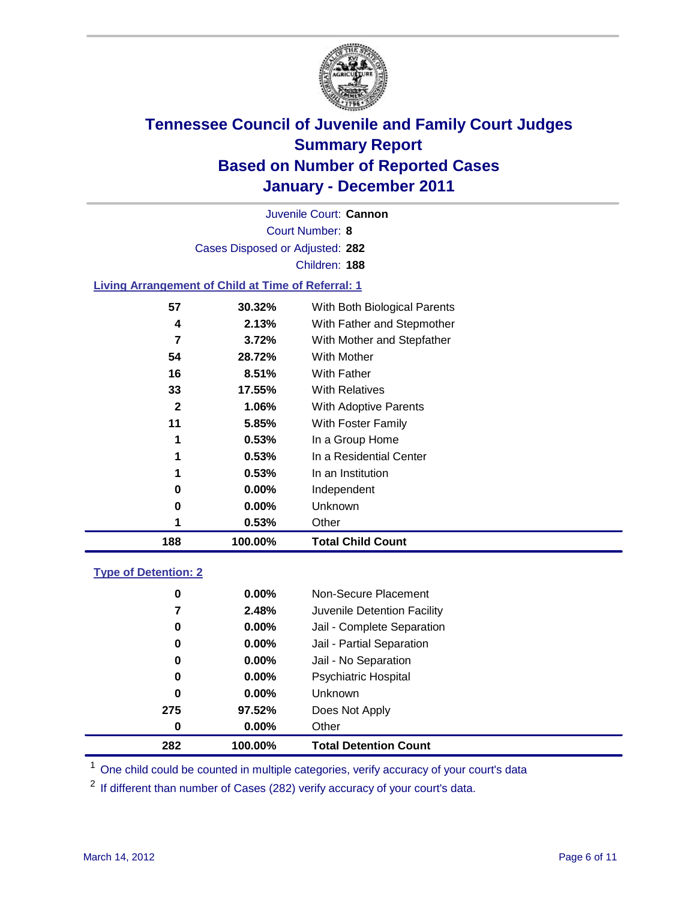# Tennessee Council of Juvenile and Family Court Judges
## Summary Report
## Based on Number of Reported Cases
## January - December 2011

Juvenile Court: **Cannon**

Court Number: **8**

Cases Disposed or Adjusted: **282**

Children: **188**

### Living Arrangement of Child at Time of Referral: 1

| Count | Percent | Category |
|---|---|---|
| 57 | 30.32% | With Both Biological Parents |
| 4 | 2.13% | With Father and Stepmother |
| 7 | 3.72% | With Mother and Stepfather |
| 54 | 28.72% | With Mother |
| 16 | 8.51% | With Father |
| 33 | 17.55% | With Relatives |
| 2 | 1.06% | With Adoptive Parents |
| 11 | 5.85% | With Foster Family |
| 1 | 0.53% | In a Group Home |
| 1 | 0.53% | In a Residential Center |
| 1 | 0.53% | In an Institution |
| 0 | 0.00% | Independent |
| 0 | 0.00% | Unknown |
| 1 | 0.53% | Other |
| **188** | **100.00%** | **Total Child Count** |

### Type of Detention: 2

| Count | Percent | Category |
|---|---|---|
| 0 | 0.00% | Non-Secure Placement |
| 7 | 2.48% | Juvenile Detention Facility |
| 0 | 0.00% | Jail - Complete Separation |
| 0 | 0.00% | Jail - Partial Separation |
| 0 | 0.00% | Jail - No Separation |
| 0 | 0.00% | Psychiatric Hospital |
| 0 | 0.00% | Unknown |
| 275 | 97.52% | Does Not Apply |
| 0 | 0.00% | Other |
| **282** | **100.00%** | **Total Detention Count** |

[1] One child could be counted in multiple categories, verify accuracy of your court's data

[2] If different than number of Cases (282) verify accuracy of your court's data.

March 14, 2012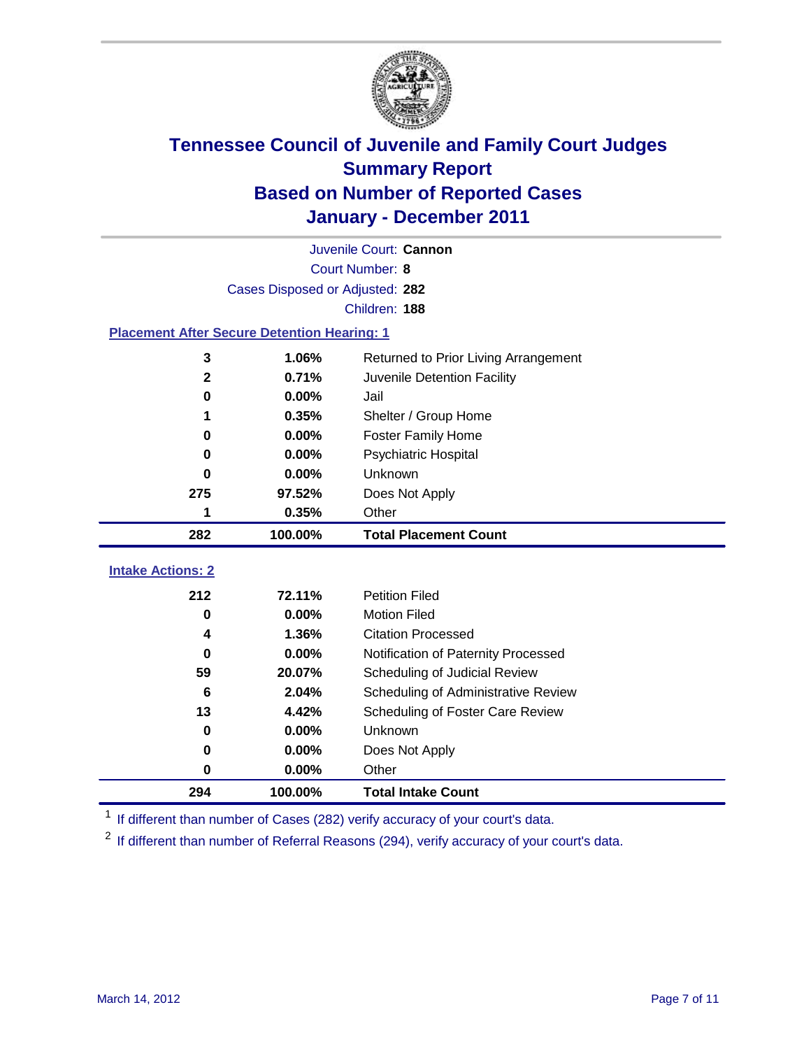# Tennessee Council of Juvenile and Family Court Judges
## Summary Report
## Based on Number of Reported Cases
## January - December 2011

Juvenile Court: **Cannon**

Court Number: **8**

Cases Disposed or Adjusted: **282**

Children: **188**

### Placement After Secure Detention Hearing: 1

| | | |
|---|---|---|
| 3 | 1.06% | Returned to Prior Living Arrangement |
| 2 | 0.71% | Juvenile Detention Facility |
| 0 | 0.00% | Jail |
| 1 | 0.35% | Shelter / Group Home |
| 0 | 0.00% | Foster Family Home |
| 0 | 0.00% | Psychiatric Hospital |
| 0 | 0.00% | Unknown |
| 275 | 97.52% | Does Not Apply |
| 1 | 0.35% | Other |
| **282** | **100.00%** | **Total Placement Count** |

### Intake Actions: 2

| | | |
|---|---|---|
| 212 | 72.11% | Petition Filed |
| 0 | 0.00% | Motion Filed |
| 4 | 1.36% | Citation Processed |
| 0 | 0.00% | Notification of Paternity Processed |
| 59 | 20.07% | Scheduling of Judicial Review |
| 6 | 2.04% | Scheduling of Administrative Review |
| 13 | 4.42% | Scheduling of Foster Care Review |
| 0 | 0.00% | Unknown |
| 0 | 0.00% | Does Not Apply |
| 0 | 0.00% | Other |
| **294** | **100.00%** | **Total Intake Count** |

[1] If different than number of Cases (282) verify accuracy of your court's data.

[2] If different than number of Referral Reasons (294), verify accuracy of your court's data.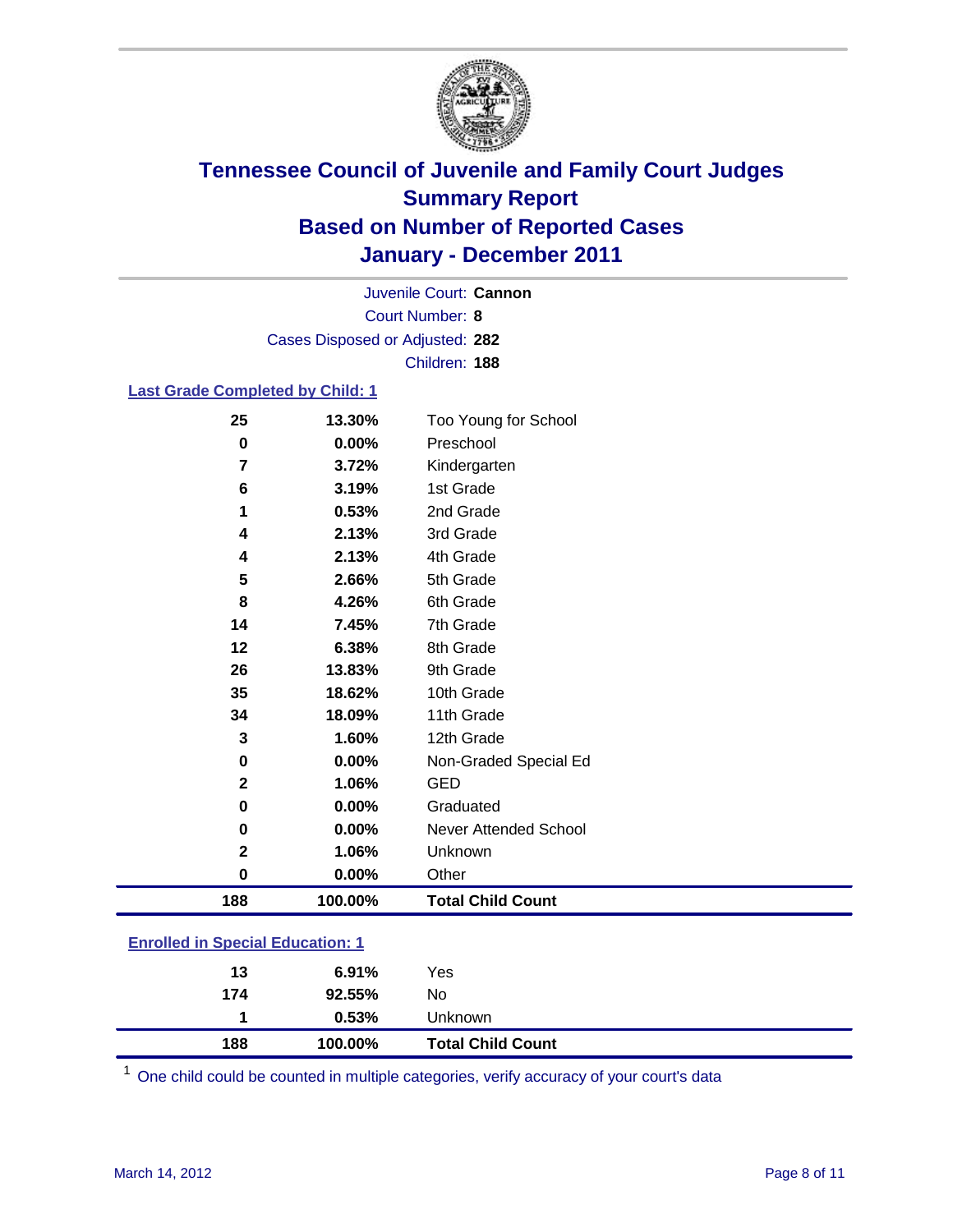# Tennessee Council of Juvenile and Family Court Judges
## Summary Report
## Based on Number of Reported Cases
## January - December 2011

Juvenile Court: **Cannon**

Court Number: **8**

Cases Disposed or Adjusted: **282**

Children: **188**

### Last Grade Completed by Child: 1

| Count | Percent | Category |
|---|---|---|
| 25 | 13.30% | Too Young for School |
| 0 | 0.00% | Preschool |
| 7 | 3.72% | Kindergarten |
| 6 | 3.19% | 1st Grade |
| 1 | 0.53% | 2nd Grade |
| 4 | 2.13% | 3rd Grade |
| 4 | 2.13% | 4th Grade |
| 5 | 2.66% | 5th Grade |
| 8 | 4.26% | 6th Grade |
| 14 | 7.45% | 7th Grade |
| 12 | 6.38% | 8th Grade |
| 26 | 13.83% | 9th Grade |
| 35 | 18.62% | 10th Grade |
| 34 | 18.09% | 11th Grade |
| 3 | 1.60% | 12th Grade |
| 0 | 0.00% | Non-Graded Special Ed |
| 2 | 1.06% | GED |
| 0 | 0.00% | Graduated |
| 0 | 0.00% | Never Attended School |
| 2 | 1.06% | Unknown |
| 0 | 0.00% | Other |
| **188** | **100.00%** | **Total Child Count** |

### Enrolled in Special Education: 1

| Count | Percent | Category |
|---|---|---|
| 13 | 6.91% | Yes |
| 174 | 92.55% | No |
| 1 | 0.53% | Unknown |
| **188** | **100.00%** | **Total Child Count** |

[1] One child could be counted in multiple categories, verify accuracy of your court's data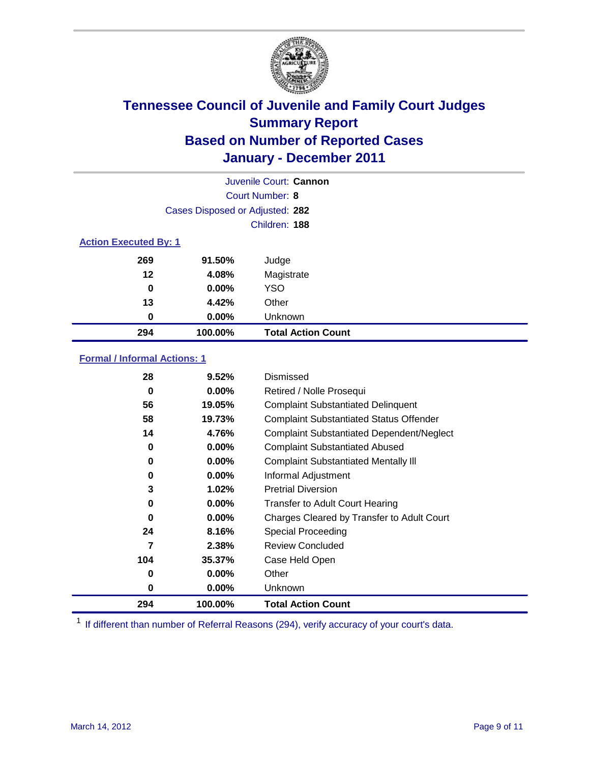# Tennessee Council of Juvenile and Family Court Judges
## Summary Report
## Based on Number of Reported Cases
## January - December 2011

Juvenile Court: **Cannon**

Court Number: **8**

Cases Disposed or Adjusted: **282**

Children: **188**

### Action Executed By: 1

| | | |
|---|---|---|
| 269 | 91.50% | Judge |
| 12 | 4.08% | Magistrate |
| 0 | 0.00% | YSO |
| 13 | 4.42% | Other |
| 0 | 0.00% | Unknown |
| **294** | **100.00%** | **Total Action Count** |

### Formal / Informal Actions: 1

| | | |
|---|---|---|
| 28 | 9.52% | Dismissed |
| 0 | 0.00% | Retired / Nolle Prosequi |
| 56 | 19.05% | Complaint Substantiated Delinquent |
| 58 | 19.73% | Complaint Substantiated Status Offender |
| 14 | 4.76% | Complaint Substantiated Dependent/Neglect |
| 0 | 0.00% | Complaint Substantiated Abused |
| 0 | 0.00% | Complaint Substantiated Mentally Ill |
| 0 | 0.00% | Informal Adjustment |
| 3 | 1.02% | Pretrial Diversion |
| 0 | 0.00% | Transfer to Adult Court Hearing |
| 0 | 0.00% | Charges Cleared by Transfer to Adult Court |
| 24 | 8.16% | Special Proceeding |
| 7 | 2.38% | Review Concluded |
| 104 | 35.37% | Case Held Open |
| 0 | 0.00% | Other |
| 0 | 0.00% | Unknown |
| **294** | **100.00%** | **Total Action Count** |

[1] If different than number of Referral Reasons (294), verify accuracy of your court's data.

March 14, 2012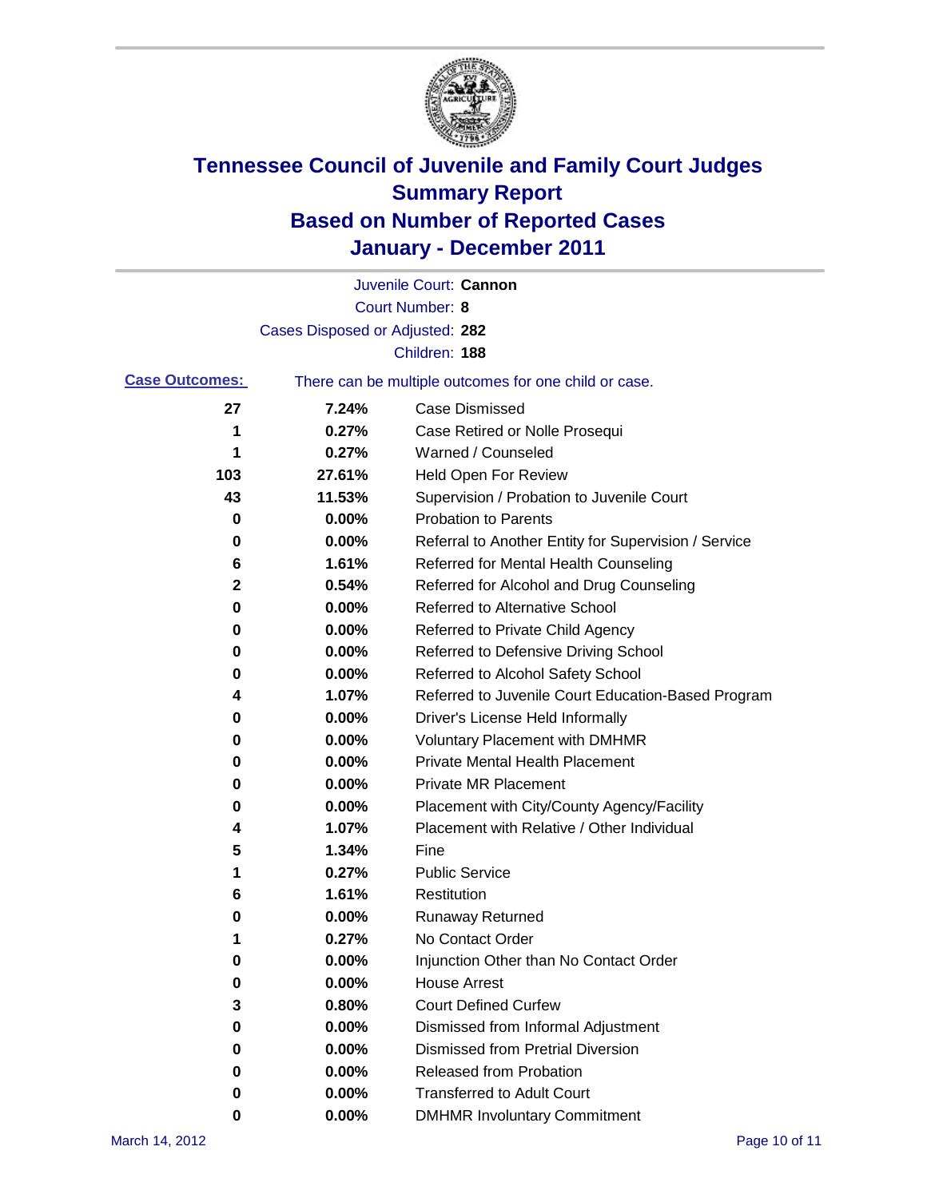# Tennessee Council of Juvenile and Family Court Judges
## Summary Report
## Based on Number of Reported Cases
## January - December 2011

Juvenile Court: **Cannon**

Court Number: **8**

Cases Disposed or Adjusted: **282**

Children: **188**

**Case Outcomes:** There can be multiple outcomes for one child or case.

| Count | Percent | Outcome |
|---|---|---|
| 27 | 7.24% | Case Dismissed |
| 1 | 0.27% | Case Retired or Nolle Prosequi |
| 1 | 0.27% | Warned / Counseled |
| 103 | 27.61% | Held Open For Review |
| 43 | 11.53% | Supervision / Probation to Juvenile Court |
| 0 | 0.00% | Probation to Parents |
| 0 | 0.00% | Referral to Another Entity for Supervision / Service |
| 6 | 1.61% | Referred for Mental Health Counseling |
| 2 | 0.54% | Referred for Alcohol and Drug Counseling |
| 0 | 0.00% | Referred to Alternative School |
| 0 | 0.00% | Referred to Private Child Agency |
| 0 | 0.00% | Referred to Defensive Driving School |
| 0 | 0.00% | Referred to Alcohol Safety School |
| 4 | 1.07% | Referred to Juvenile Court Education-Based Program |
| 0 | 0.00% | Driver's License Held Informally |
| 0 | 0.00% | Voluntary Placement with DMHMR |
| 0 | 0.00% | Private Mental Health Placement |
| 0 | 0.00% | Private MR Placement |
| 0 | 0.00% | Placement with City/County Agency/Facility |
| 4 | 1.07% | Placement with Relative / Other Individual |
| 5 | 1.34% | Fine |
| 1 | 0.27% | Public Service |
| 6 | 1.61% | Restitution |
| 0 | 0.00% | Runaway Returned |
| 1 | 0.27% | No Contact Order |
| 0 | 0.00% | Injunction Other than No Contact Order |
| 0 | 0.00% | House Arrest |
| 3 | 0.80% | Court Defined Curfew |
| 0 | 0.00% | Dismissed from Informal Adjustment |
| 0 | 0.00% | Dismissed from Pretrial Diversion |
| 0 | 0.00% | Released from Probation |
| 0 | 0.00% | Transferred to Adult Court |
| 0 | 0.00% | DMHMR Involuntary Commitment |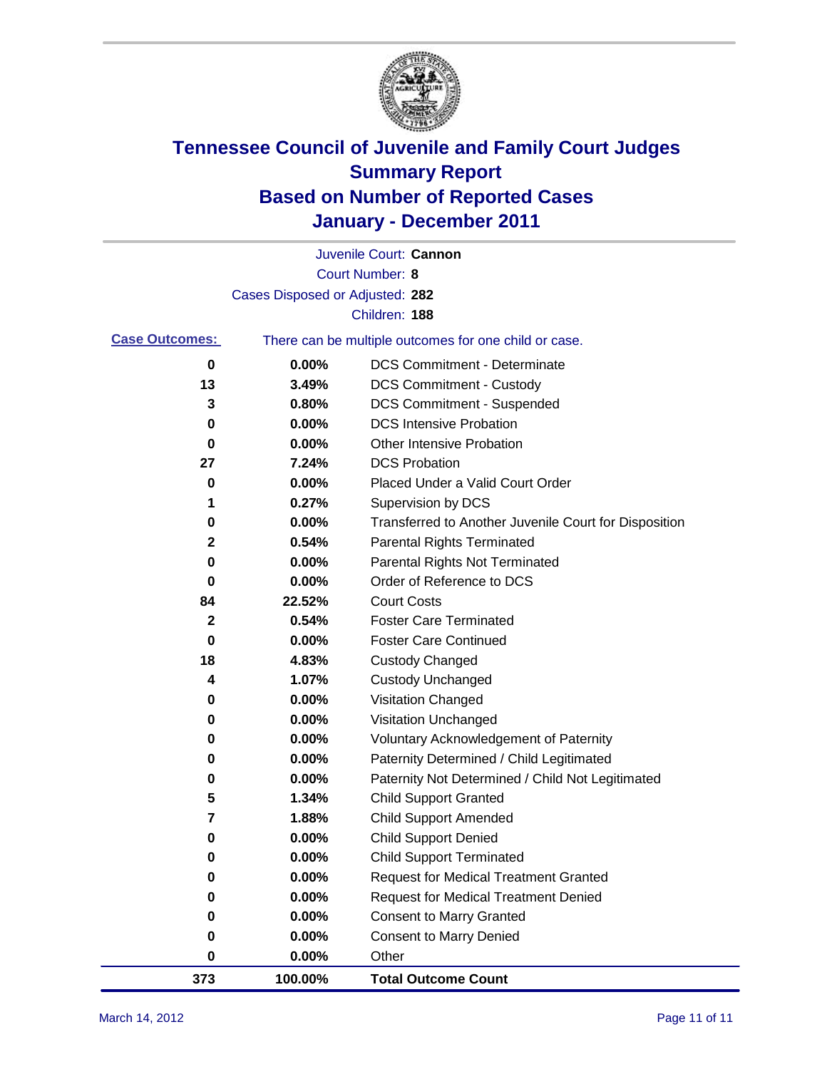# Tennessee Council of Juvenile and Family Court Judges
## Summary Report
## Based on Number of Reported Cases
## January - December 2011

Juvenile Court: **Cannon**

Court Number: **8**

Cases Disposed or Adjusted: **282**

Children: **188**

**Case Outcomes:** There can be multiple outcomes for one child or case.

| | | |
|---|---|---|
| 0 | 0.00% | DCS Commitment - Determinate |
| 13 | 3.49% | DCS Commitment - Custody |
| 3 | 0.80% | DCS Commitment - Suspended |
| 0 | 0.00% | DCS Intensive Probation |
| 0 | 0.00% | Other Intensive Probation |
| 27 | 7.24% | DCS Probation |
| 0 | 0.00% | Placed Under a Valid Court Order |
| 1 | 0.27% | Supervision by DCS |
| 0 | 0.00% | Transferred to Another Juvenile Court for Disposition |
| 2 | 0.54% | Parental Rights Terminated |
| 0 | 0.00% | Parental Rights Not Terminated |
| 0 | 0.00% | Order of Reference to DCS |
| 84 | 22.52% | Court Costs |
| 2 | 0.54% | Foster Care Terminated |
| 0 | 0.00% | Foster Care Continued |
| 18 | 4.83% | Custody Changed |
| 4 | 1.07% | Custody Unchanged |
| 0 | 0.00% | Visitation Changed |
| 0 | 0.00% | Visitation Unchanged |
| 0 | 0.00% | Voluntary Acknowledgement of Paternity |
| 0 | 0.00% | Paternity Determined / Child Legitimated |
| 0 | 0.00% | Paternity Not Determined / Child Not Legitimated |
| 5 | 1.34% | Child Support Granted |
| 7 | 1.88% | Child Support Amended |
| 0 | 0.00% | Child Support Denied |
| 0 | 0.00% | Child Support Terminated |
| 0 | 0.00% | Request for Medical Treatment Granted |
| 0 | 0.00% | Request for Medical Treatment Denied |
| 0 | 0.00% | Consent to Marry Granted |
| 0 | 0.00% | Consent to Marry Denied |
| 0 | 0.00% | Other |
| **373** | **100.00%** | **Total Outcome Count** |

March 14, 2012